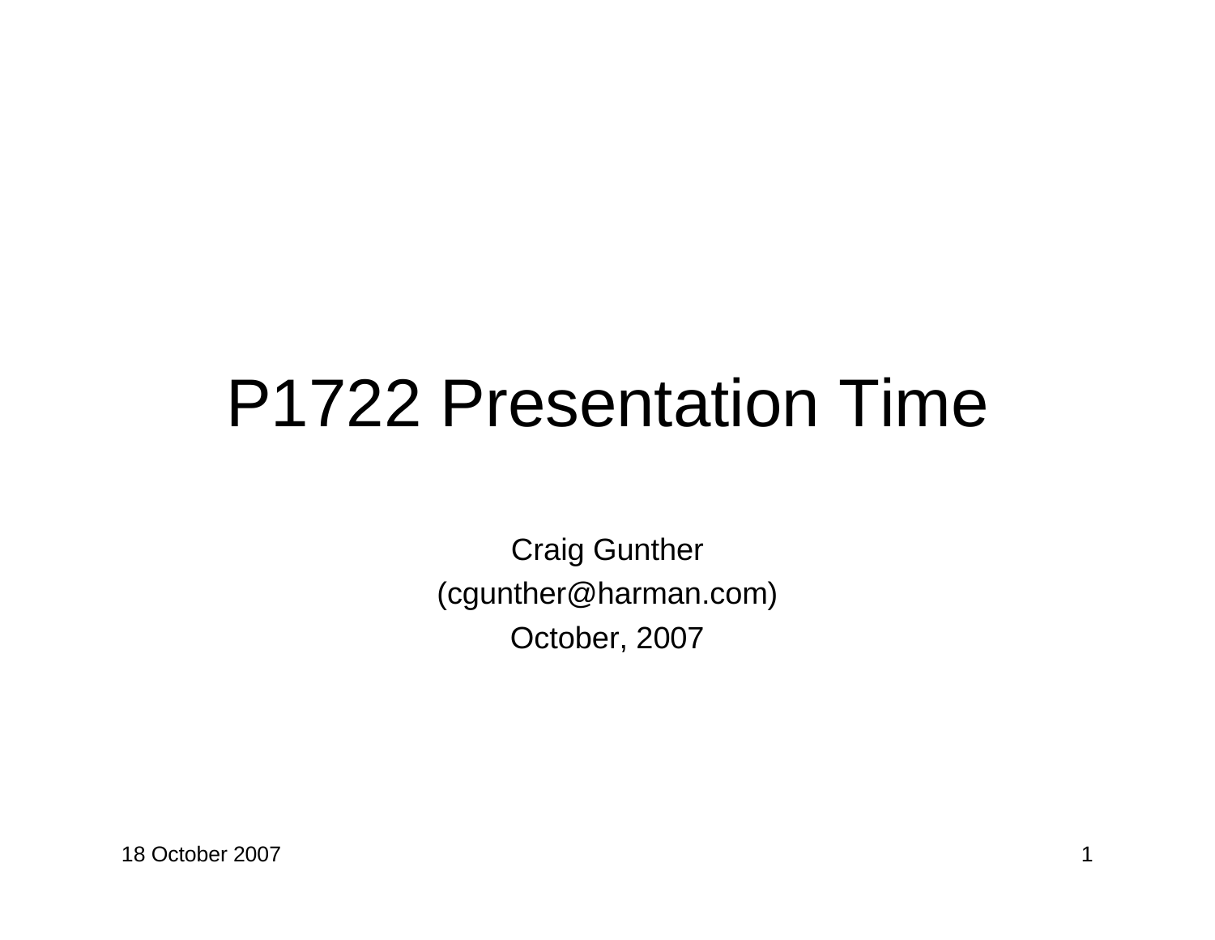# P1722 Presentation Time

Craig Gunther

(cgunther@harman.com)

October, 2007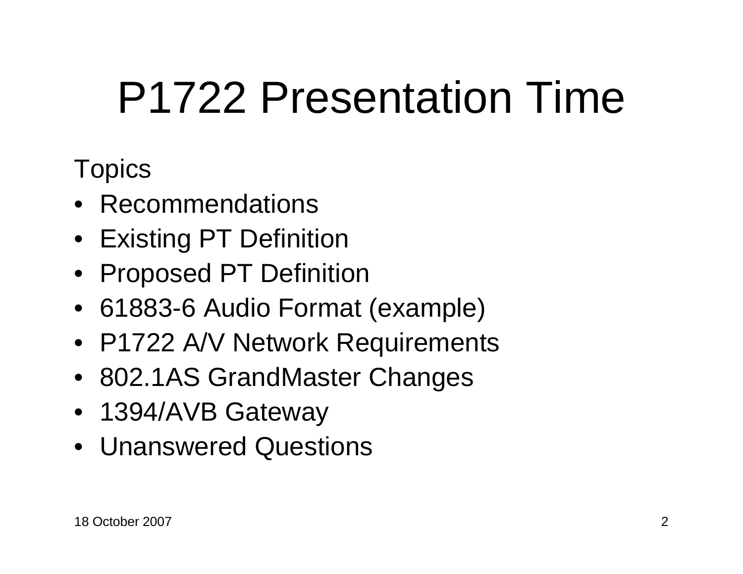# P1722 Presentation Time

Topics

- Recommendations
- Existing PT Definition
- Proposed PT Definition
- 61883-6 Audio Format (example)
- P1722 A/V Network Requirements
- 802.1AS GrandMaster Changes
- 1394/AVB Gateway
- Unanswered Questions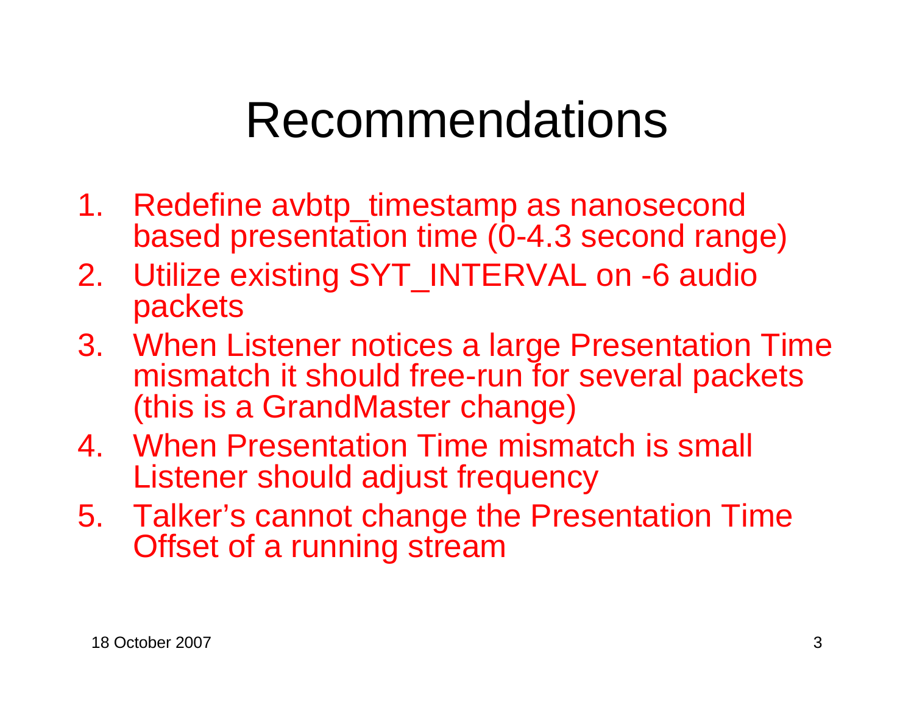# Recommendations

1. Redefine avbtp_timestamp as nanosecond based presentation time (0-4.3 second range)
2. Utilize existing SYT_INTERVAL on -6 audio packets
3. When Listener notices a large Presentation Time mismatch it should free-run for several packets (this is a GrandMaster change)
4. When Presentation Time mismatch is small Listener should adjust frequency
5. Talker's cannot change the Presentation Time Offset of a running stream

18 October 2007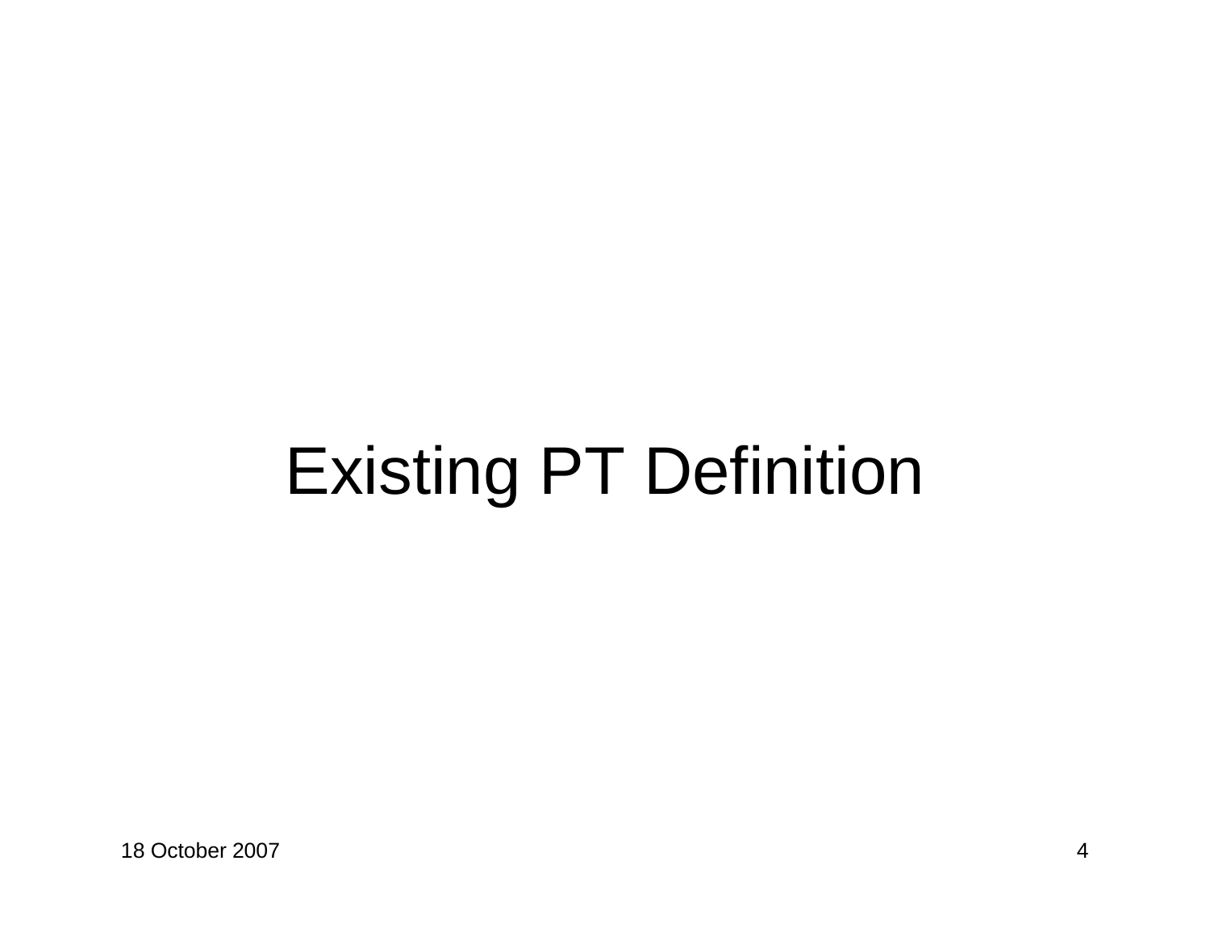# Existing PT Definition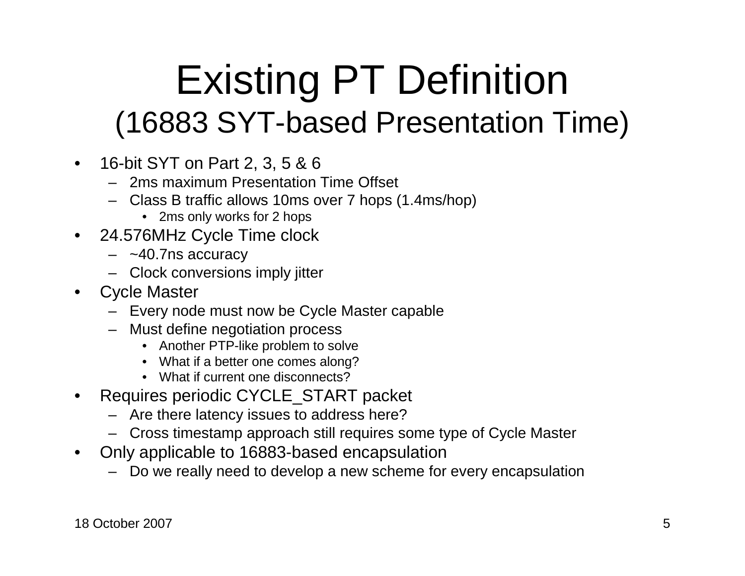# Existing PT Definition
## (16883 SYT-based Presentation Time)

- 16-bit SYT on Part 2, 3, 5 & 6
  - 2ms maximum Presentation Time Offset
  - Class B traffic allows 10ms over 7 hops (1.4ms/hop)
    - 2ms only works for 2 hops
- 24.576MHz Cycle Time clock
  - ~40.7ns accuracy
  - Clock conversions imply jitter
- Cycle Master
  - Every node must now be Cycle Master capable
  - Must define negotiation process
    - Another PTP-like problem to solve
    - What if a better one comes along?
    - What if current one disconnects?
- Requires periodic CYCLE_START packet
  - Are there latency issues to address here?
  - Cross timestamp approach still requires some type of Cycle Master
- Only applicable to 16883-based encapsulation
  - Do we really need to develop a new scheme for every encapsulation

18 October 2007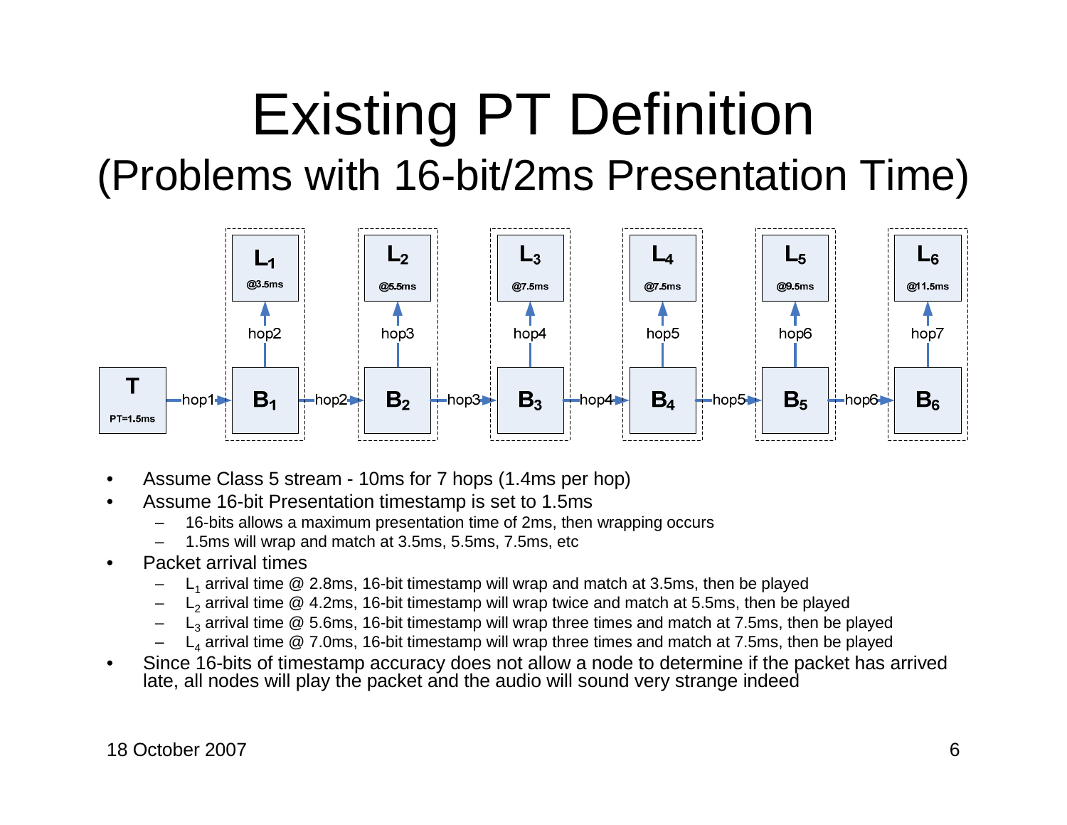# Existing PT Definition

## (Problems with 16-bit/2ms Presentation Time)

- Assume Class 5 stream - 10ms for 7 hops (1.4ms per hop)
- Assume 16-bit Presentation timestamp is set to 1.5ms
  - 16-bits allows a maximum presentation time of 2ms, then wrapping occurs
  - 1.5ms will wrap and match at 3.5ms, 5.5ms, 7.5ms, etc
- Packet arrival times
  - $L_1$ arrival time @ 2.8ms, 16-bit timestamp will wrap and match at 3.5ms, then be played
  - $L_2$ arrival time @ 4.2ms, 16-bit timestamp will wrap twice and match at 5.5ms, then be played
  - $L_3$ arrival time @ 5.6ms, 16-bit timestamp will wrap three times and match at 7.5ms, then be played
  - $L_4$ arrival time @ 7.0ms, 16-bit timestamp will wrap three times and match at 7.5ms, then be played
- Since 16-bits of timestamp accuracy does not allow a node to determine if the packet has arrived late, all nodes will play the packet and the audio will sound very strange indeed

18 October 2007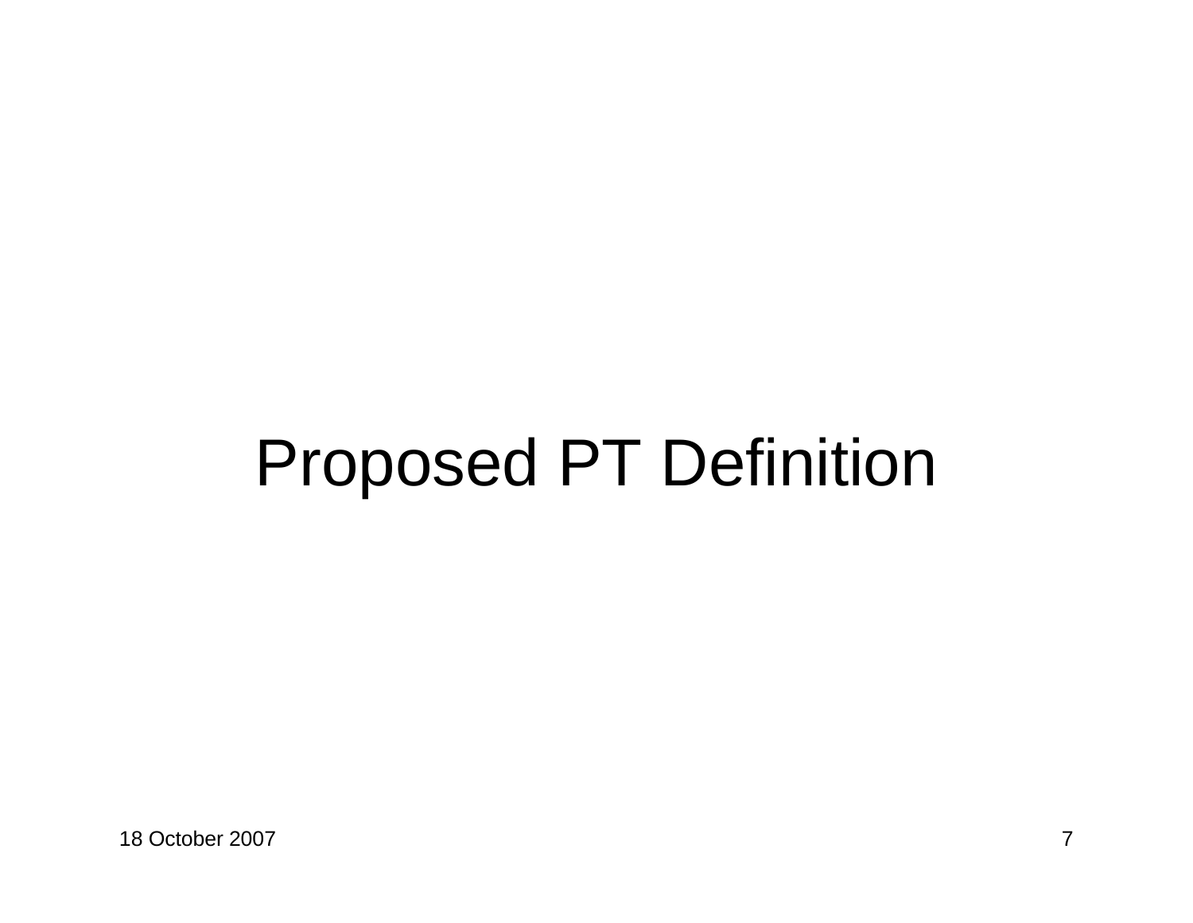# Proposed PT Definition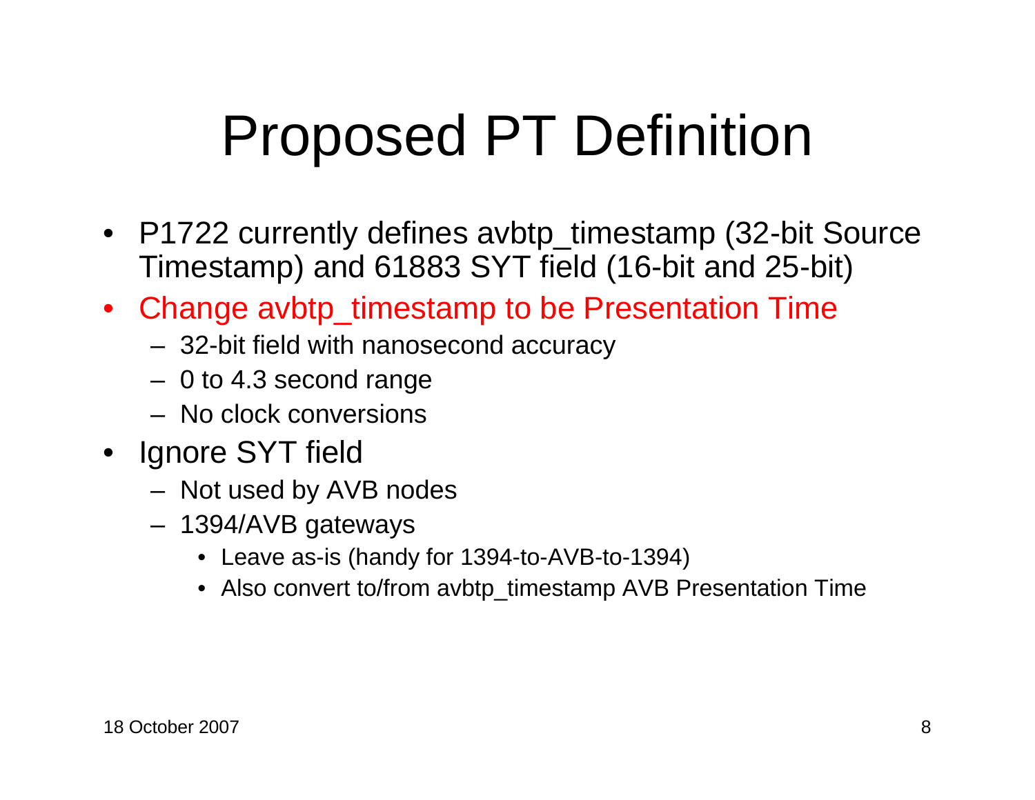# Proposed PT Definition

- P1722 currently defines avbtp_timestamp (32-bit Source Timestamp) and 61883 SYT field (16-bit and 25-bit)
- Change avbtp_timestamp to be Presentation Time
  - 32-bit field with nanosecond accuracy
  - 0 to 4.3 second range
  - No clock conversions
- Ignore SYT field
  - Not used by AVB nodes
  - 1394/AVB gateways
    - Leave as-is (handy for 1394-to-AVB-to-1394)
    - Also convert to/from avbtp_timestamp AVB Presentation Time

18 October 2007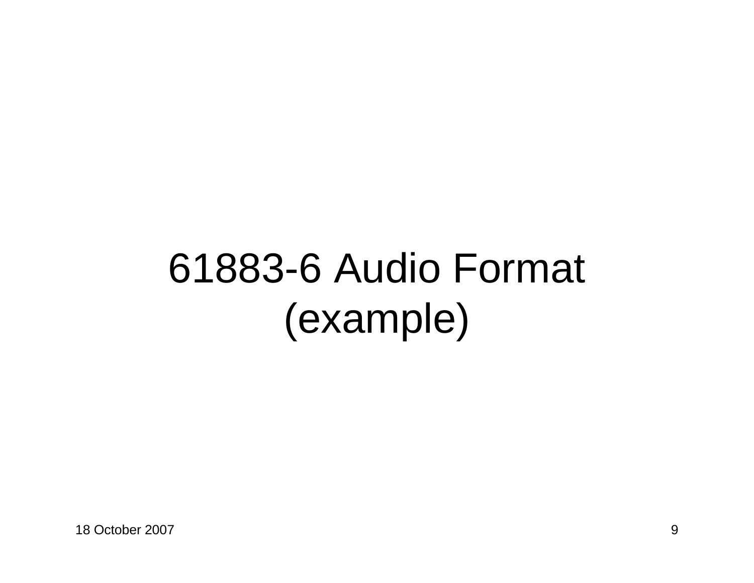# 61883-6 Audio Format (example)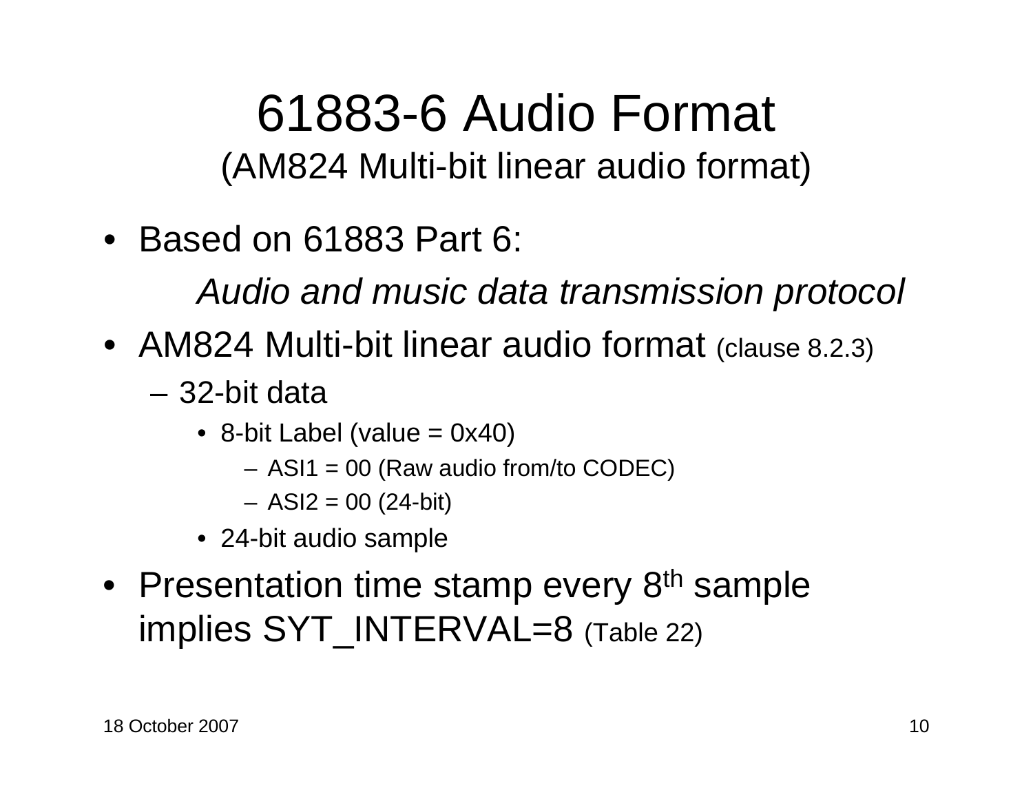# 61883-6 Audio Format

(AM824 Multi-bit linear audio format)

- Based on 61883 Part 6:

  *Audio and music data transmission protocol*

- AM824 Multi-bit linear audio format (clause 8.2.3)
  - 32-bit data
    - 8-bit Label (value = 0x40)
      - ASI1 = 00 (Raw audio from/to CODEC)
      - ASI2 = 00 (24-bit)
    - 24-bit audio sample
- Presentation time stamp every 8$^{th}$ sample implies SYT_INTERVAL=8 (Table 22)

18 October 2007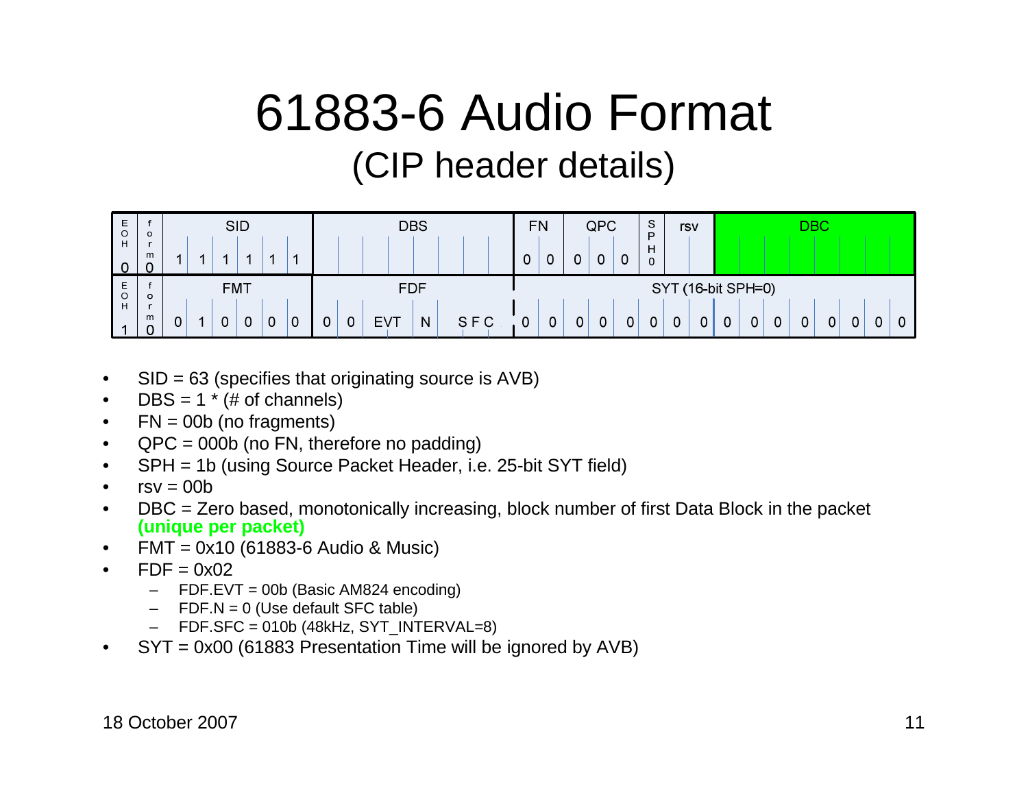# 61883-6 Audio Format

## (CIP header details)

| EOH | form | SID | | | | | | DBS | | | | | | | | FN | | QPC | | | SPH | rsv | | DBC | | | | | | | |
|---|---|---|---|---|---|---|---|---|---|---|---|---|---|---|---|---|---|---|---|---|---|---|---|---|---|---|---|---|---|---|---|
| 0 | 0 | 1 | 1 | 1 | 1 | 1 | 1 | | | | | | | | | 0 | 0 | 0 | 0 | 0 | 0 | | | | | | | | | | |
| **EOH** | **form** | **FMT** | | | | | | **FDF** | | | | | | | | **SYT (16-bit SPH=0)** | | | | | | | | | | | | | | | |
| 1 | 0 | 0 | 1 | 0 | 0 | 0 | 0 | 0 | 0 | EVT | | N | SFC | | | 0 | 0 | 0 | 0 | 0 | 0 | 0 | 0 | 0 | 0 | 0 | 0 | 0 | 0 | 0 | 0 |

- SID = 63 (specifies that originating source is AVB)
- DBS = 1 * (# of channels)
- FN = 00b (no fragments)
- QPC = 000b (no FN, therefore no padding)
- SPH = 1b (using Source Packet Header, i.e. 25-bit SYT field)
- rsv = 00b
- DBC = Zero based, monotonically increasing, block number of first Data Block in the packet **(unique per packet)**
- FMT = 0x10 (61883-6 Audio & Music)
- FDF = 0x02
  - FDF.EVT = 00b (Basic AM824 encoding)
  - FDF.N = 0 (Use default SFC table)
  - FDF.SFC = 010b (48kHz, SYT_INTERVAL=8)
- SYT = 0x00 (61883 Presentation Time will be ignored by AVB)

18 October 2007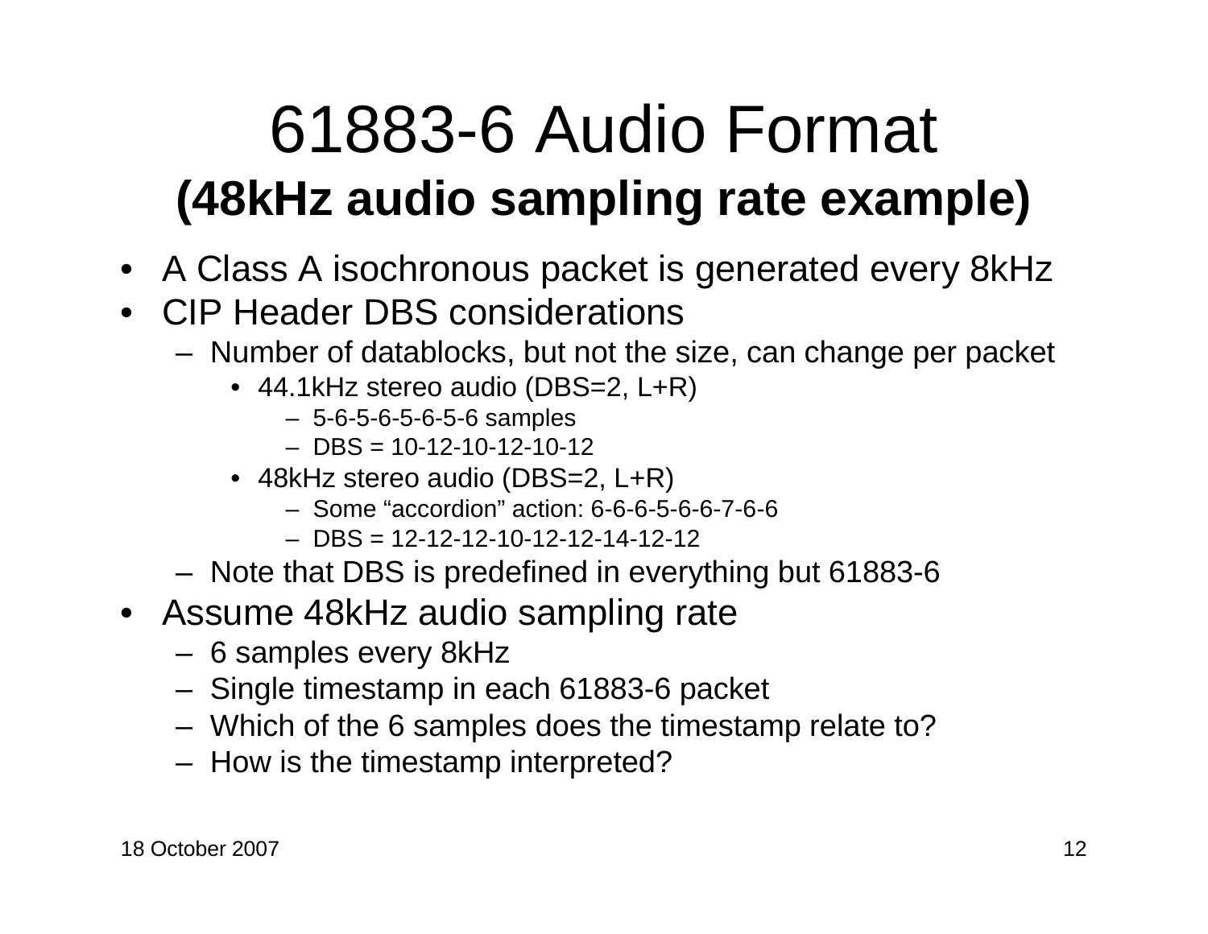# 61883-6 Audio Format

## (48kHz audio sampling rate example)

- A Class A isochronous packet is generated every 8kHz
- CIP Header DBS considerations
  - Number of datablocks, but not the size, can change per packet
    - 44.1kHz stereo audio (DBS=2, L+R)
      - 5-6-5-6-5-6-5-6 samples
      - DBS = 10-12-10-12-10-12
    - 48kHz stereo audio (DBS=2, L+R)
      - Some “accordion” action: 6-6-6-5-6-6-7-6-6
      - DBS = 12-12-12-10-12-12-14-12-12
  - Note that DBS is predefined in everything but 61883-6
- Assume 48kHz audio sampling rate
  - 6 samples every 8kHz
  - Single timestamp in each 61883-6 packet
  - Which of the 6 samples does the timestamp relate to?
  - How is the timestamp interpreted?

18 October 2007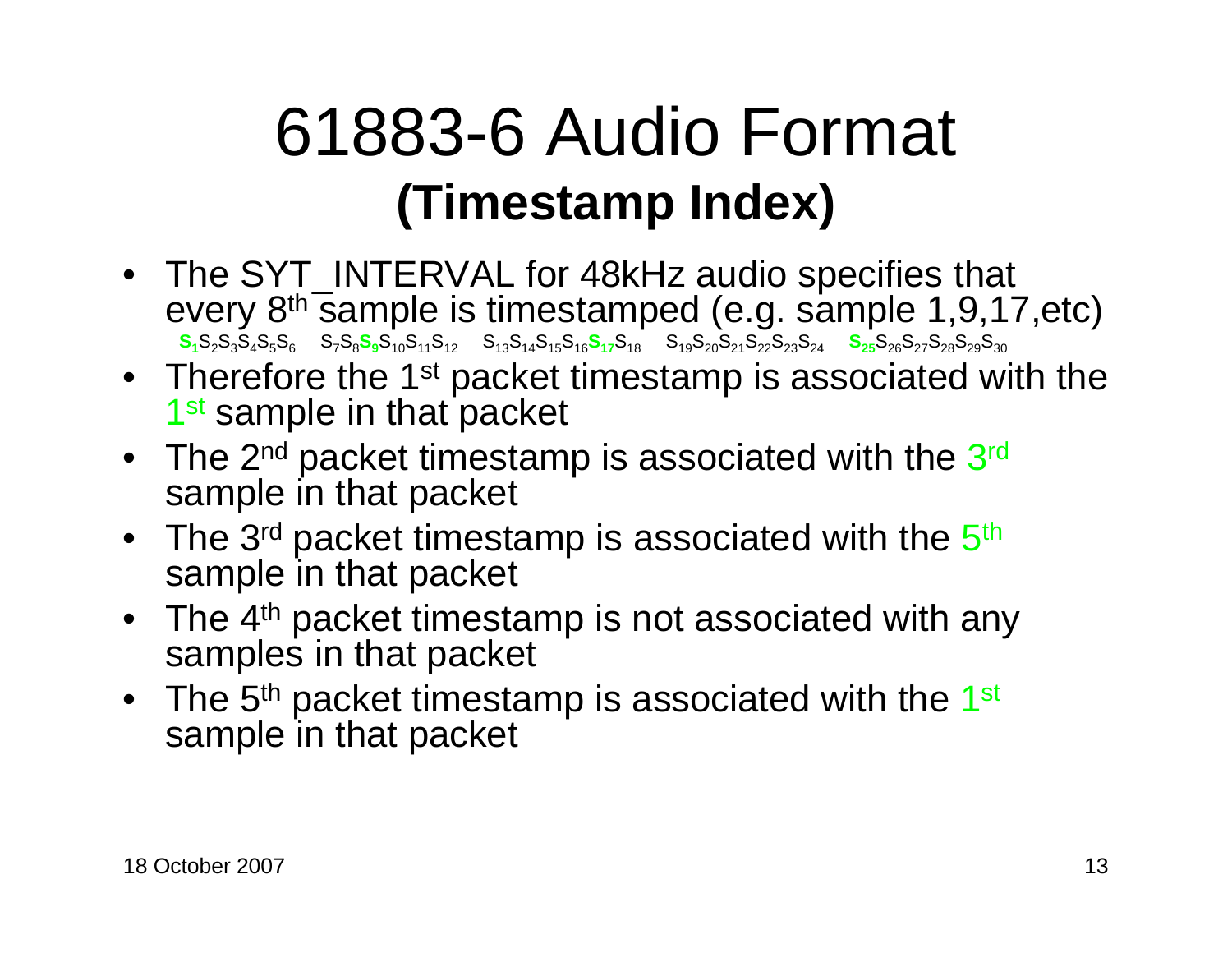# 61883-6 Audio Format

## (Timestamp Index)

- The SYT_INTERVAL for 48kHz audio specifies that every 8th sample is timestamped (e.g. sample 1,9,17,etc)

  **$S_1$**$S_2S_3S_4S_5S_6$ $S_7S_8$**$S_9$**$S_{10}S_{11}S_{12}$ $S_{13}S_{14}S_{15}S_{16}$**$S_{17}$**$S_{18}$ $S_{19}S_{20}S_{21}S_{22}S_{23}S_{24}$ **$S_{25}$**$S_{26}S_{27}S_{28}S_{29}S_{30}$

- Therefore the 1st packet timestamp is associated with the 1st sample in that packet
- The 2nd packet timestamp is associated with the 3rd sample in that packet
- The 3rd packet timestamp is associated with the 5th sample in that packet
- The 4th packet timestamp is not associated with any samples in that packet
- The 5th packet timestamp is associated with the 1st sample in that packet

18 October 2007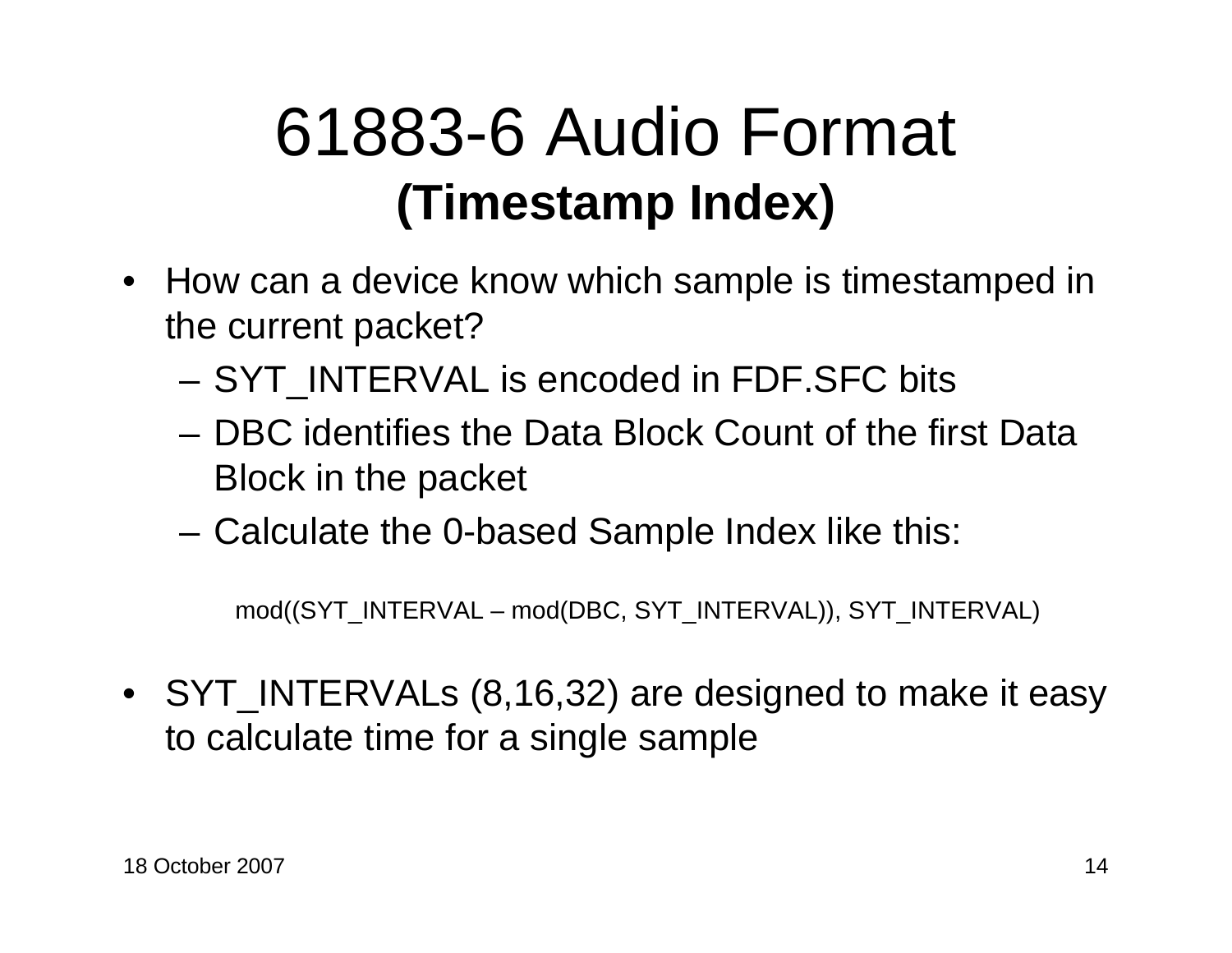# 61883-6 Audio Format
## (Timestamp Index)

- How can a device know which sample is timestamped in the current packet?
  - SYT_INTERVAL is encoded in FDF.SFC bits
  - DBC identifies the Data Block Count of the first Data Block in the packet
  - Calculate the 0-based Sample Index like this:

    mod((SYT_INTERVAL – mod(DBC, SYT_INTERVAL)), SYT_INTERVAL)

- SYT_INTERVALs (8,16,32) are designed to make it easy to calculate time for a single sample

18 October 2007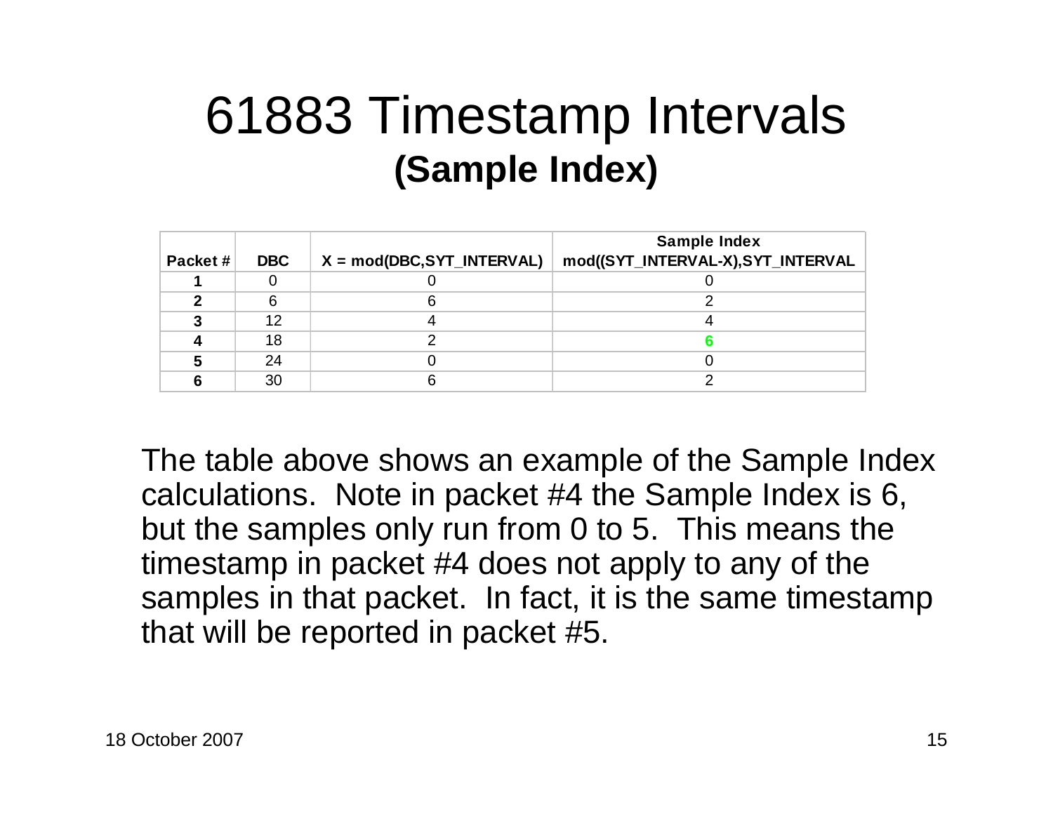# 61883 Timestamp Intervals

## (Sample Index)

| Packet # | DBC | X = mod(DBC,SYT_INTERVAL) | Sample Index mod((SYT_INTERVAL-X),SYT_INTERVAL |
|---|---|---|---|
| **1** | 0 | 0 | 0 |
| **2** | 6 | 6 | 2 |
| **3** | 12 | 4 | 4 |
| **4** | 18 | 2 | **6** |
| **5** | 24 | 0 | 0 |
| **6** | 30 | 6 | 2 |

The table above shows an example of the Sample Index calculations. Note in packet #4 the Sample Index is 6, but the samples only run from 0 to 5. This means the timestamp in packet #4 does not apply to any of the samples in that packet. In fact, it is the same timestamp that will be reported in packet #5.

18 October 2007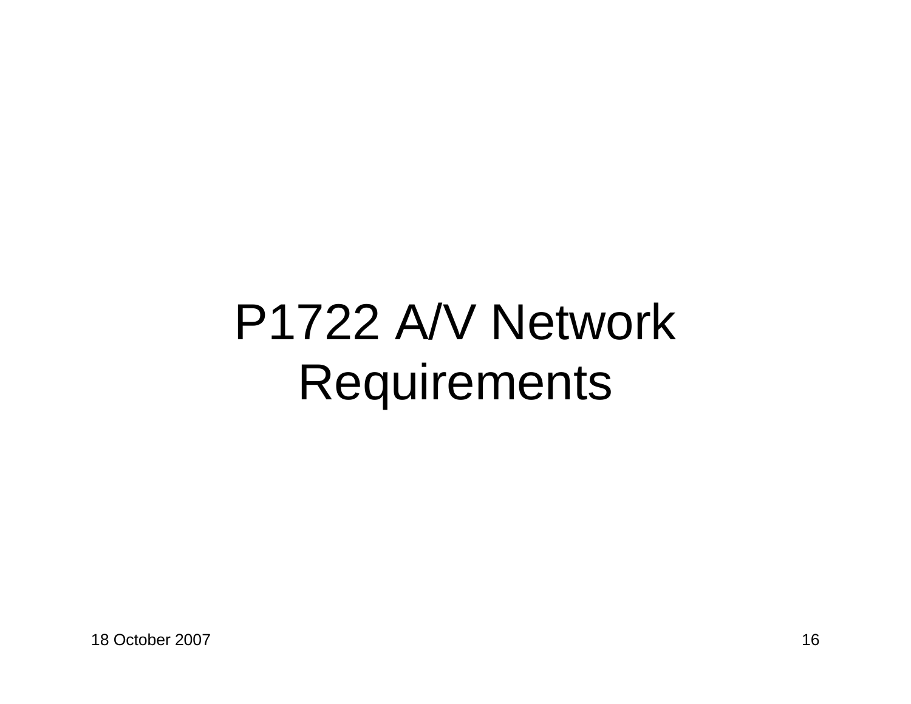# P1722 A/V Network Requirements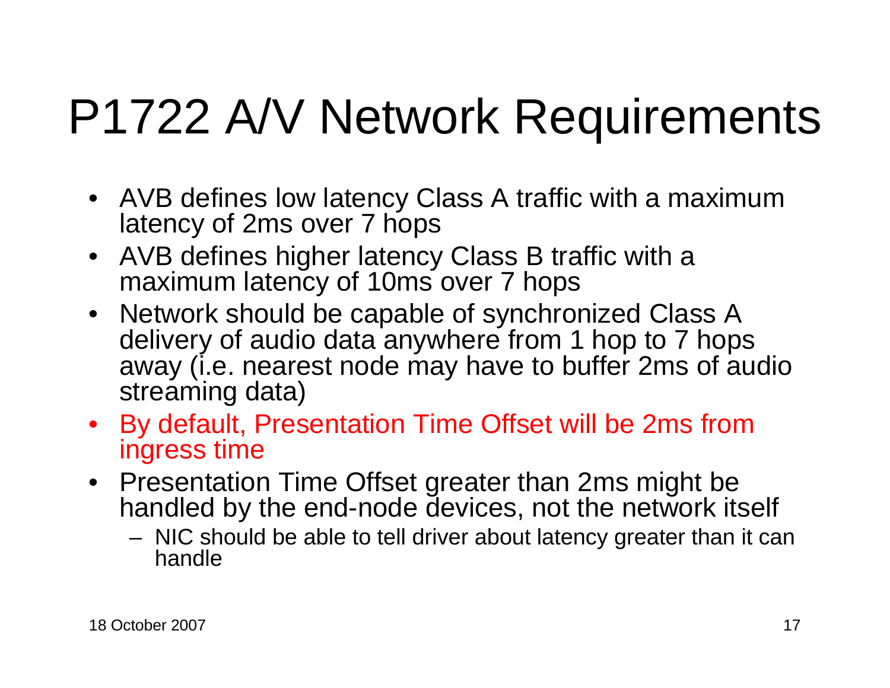# P1722 A/V Network Requirements

- AVB defines low latency Class A traffic with a maximum latency of 2ms over 7 hops
- AVB defines higher latency Class B traffic with a maximum latency of 10ms over 7 hops
- Network should be capable of synchronized Class A delivery of audio data anywhere from 1 hop to 7 hops away (i.e. nearest node may have to buffer 2ms of audio streaming data)
- By default, Presentation Time Offset will be 2ms from ingress time
- Presentation Time Offset greater than 2ms might be handled by the end-node devices, not the network itself
  - NIC should be able to tell driver about latency greater than it can handle

18 October 2007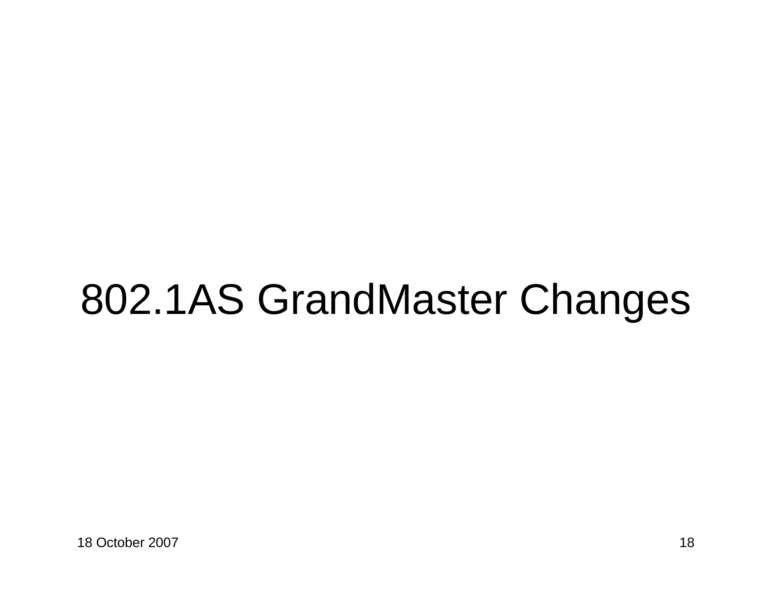# 802.1AS GrandMaster Changes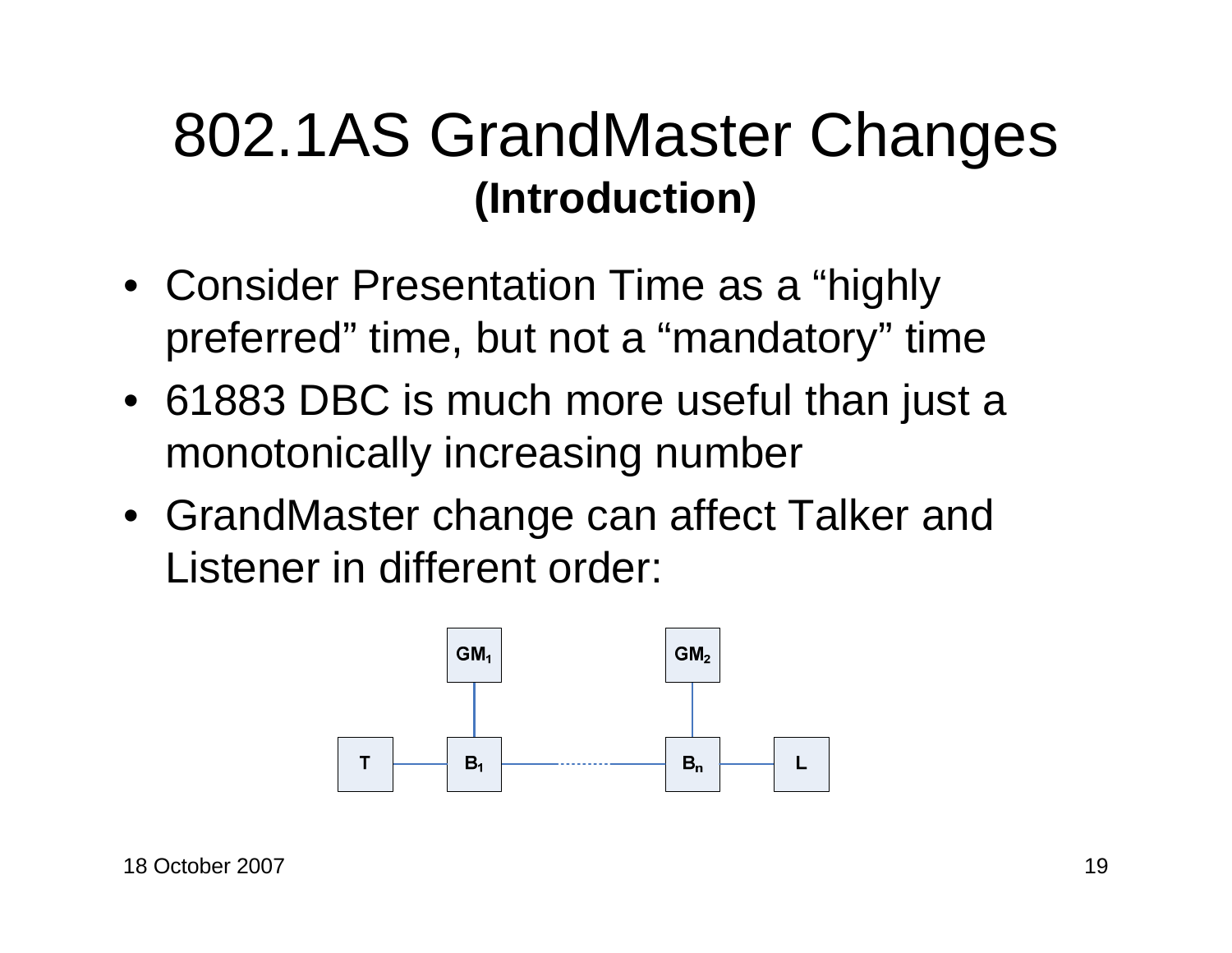# 802.1AS GrandMaster Changes
## (Introduction)

- Consider Presentation Time as a “highly preferred” time, but not a “mandatory” time
- 61883 DBC is much more useful than just a monotonically increasing number
- GrandMaster change can affect Talker and Listener in different order:

$GM_1$ $GM_2$

T $B_1$ $B_n$ L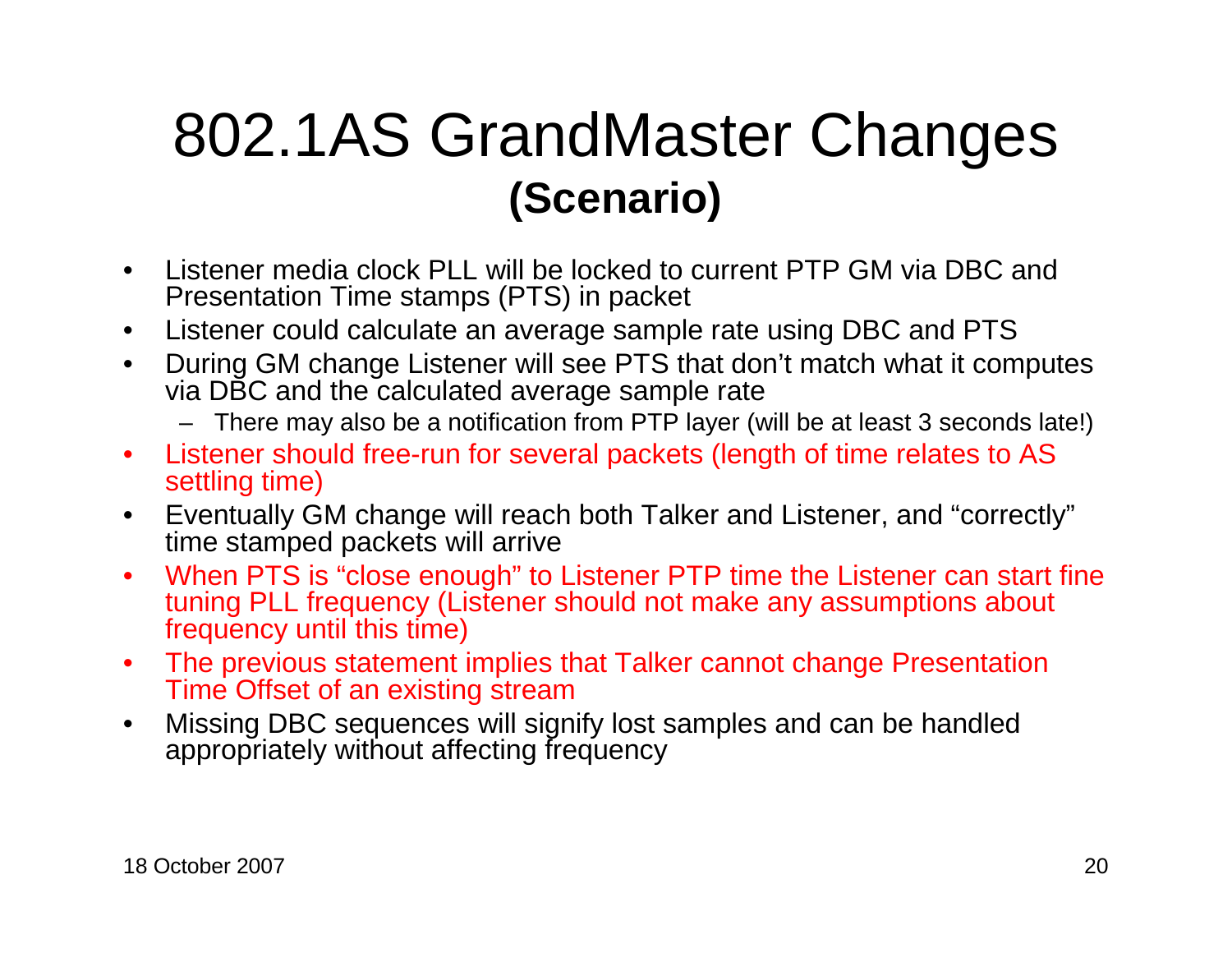# 802.1AS GrandMaster Changes

## (Scenario)

- Listener media clock PLL will be locked to current PTP GM via DBC and Presentation Time stamps (PTS) in packet
- Listener could calculate an average sample rate using DBC and PTS
- During GM change Listener will see PTS that don't match what it computes via DBC and the calculated average sample rate
  - There may also be a notification from PTP layer (will be at least 3 seconds late!)
- Listener should free-run for several packets (length of time relates to AS settling time)
- Eventually GM change will reach both Talker and Listener, and "correctly" time stamped packets will arrive
- When PTS is "close enough" to Listener PTP time the Listener can start fine tuning PLL frequency (Listener should not make any assumptions about frequency until this time)
- The previous statement implies that Talker cannot change Presentation Time Offset of an existing stream
- Missing DBC sequences will signify lost samples and can be handled appropriately without affecting frequency

18 October 2007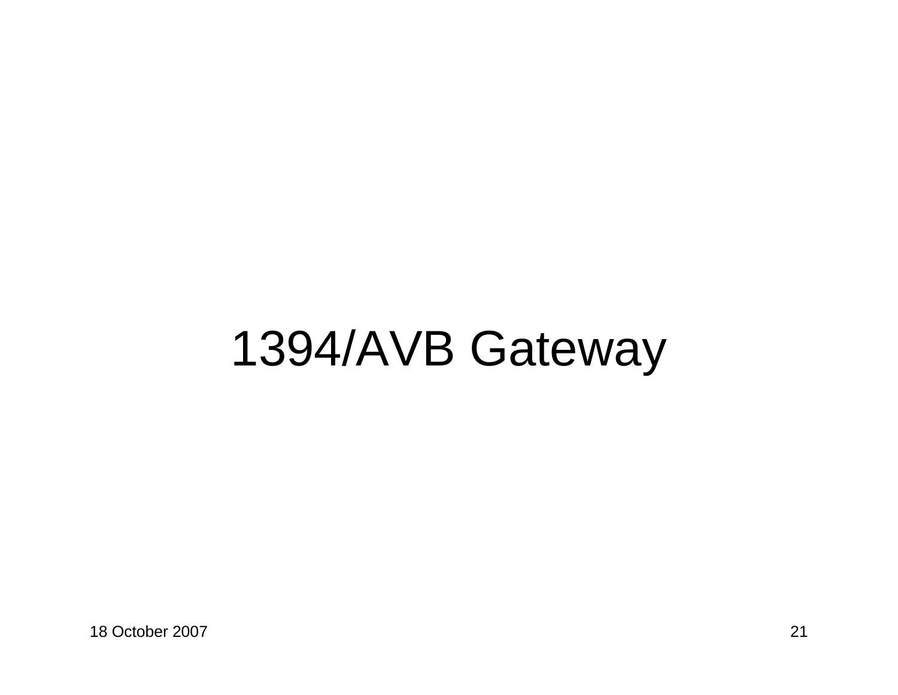# 1394/AVB Gateway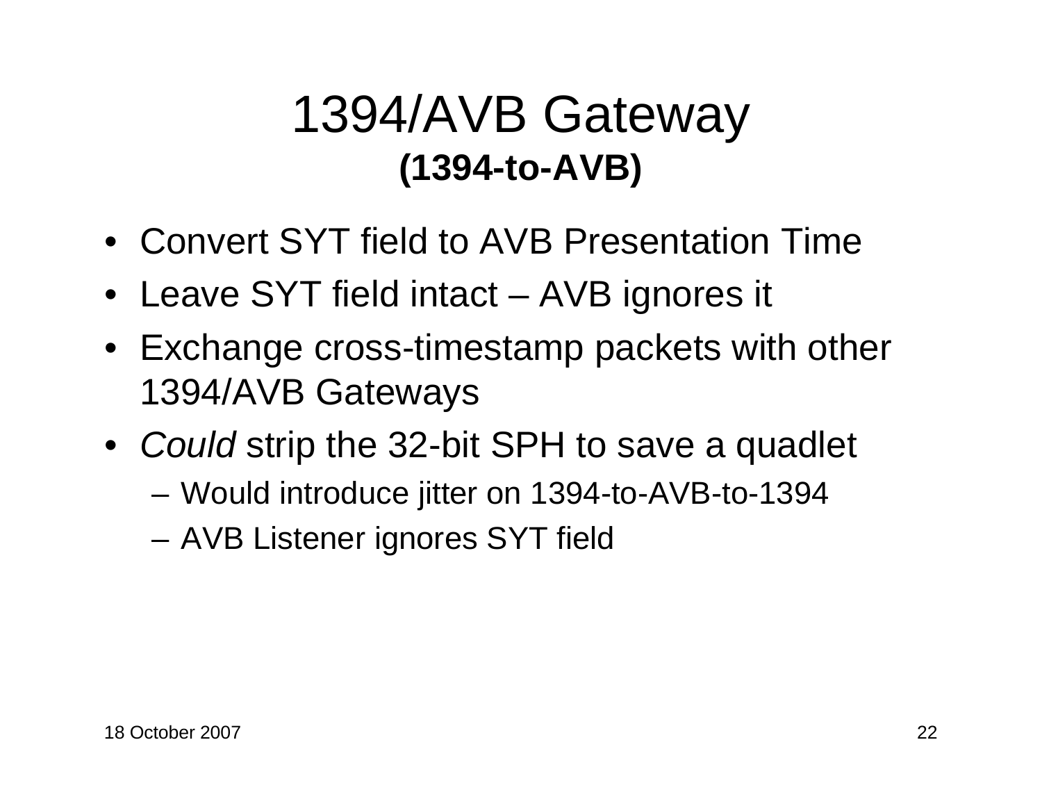# 1394/AVB Gateway

## (1394-to-AVB)

- Convert SYT field to AVB Presentation Time
- Leave SYT field intact – AVB ignores it
- Exchange cross-timestamp packets with other 1394/AVB Gateways
- *Could* strip the 32-bit SPH to save a quadlet
  - Would introduce jitter on 1394-to-AVB-to-1394
  - AVB Listener ignores SYT field

18 October 2007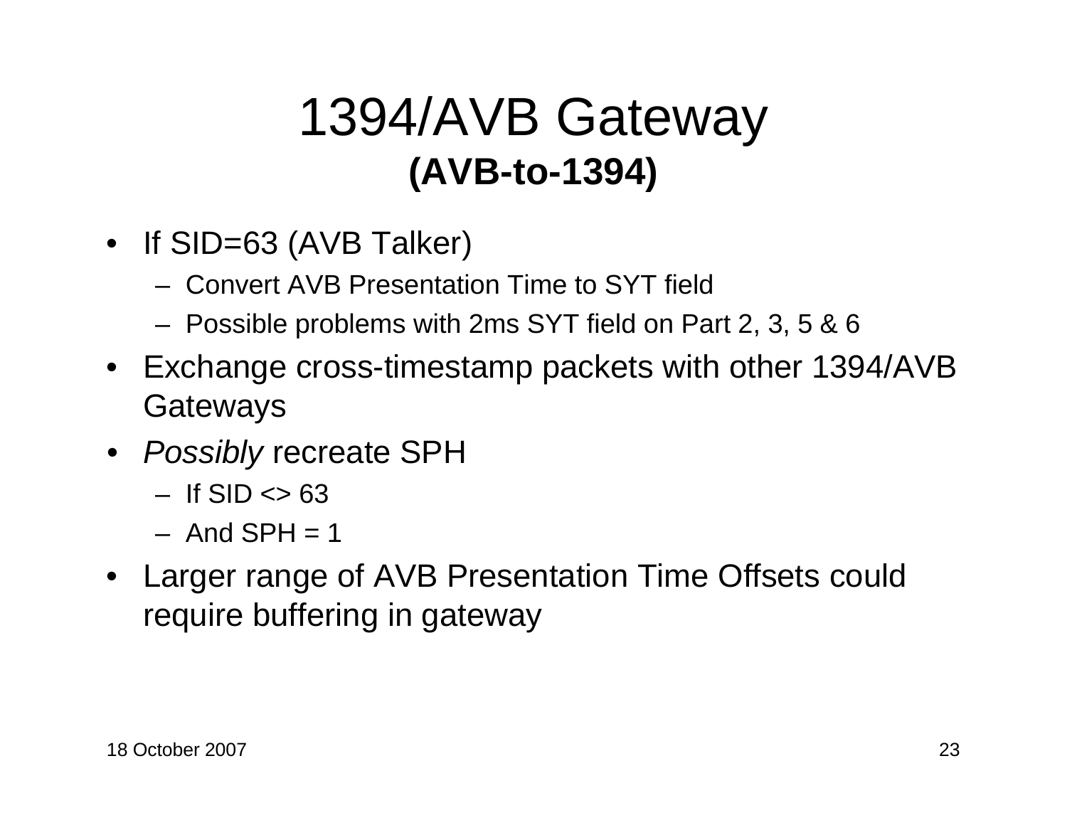# 1394/AVB Gateway
## (AVB-to-1394)

- If SID=63 (AVB Talker)
  - Convert AVB Presentation Time to SYT field
  - Possible problems with 2ms SYT field on Part 2, 3, 5 & 6
- Exchange cross-timestamp packets with other 1394/AVB Gateways
- *Possibly* recreate SPH
  - If SID <> 63
  - And SPH = 1
- Larger range of AVB Presentation Time Offsets could require buffering in gateway

18 October 2007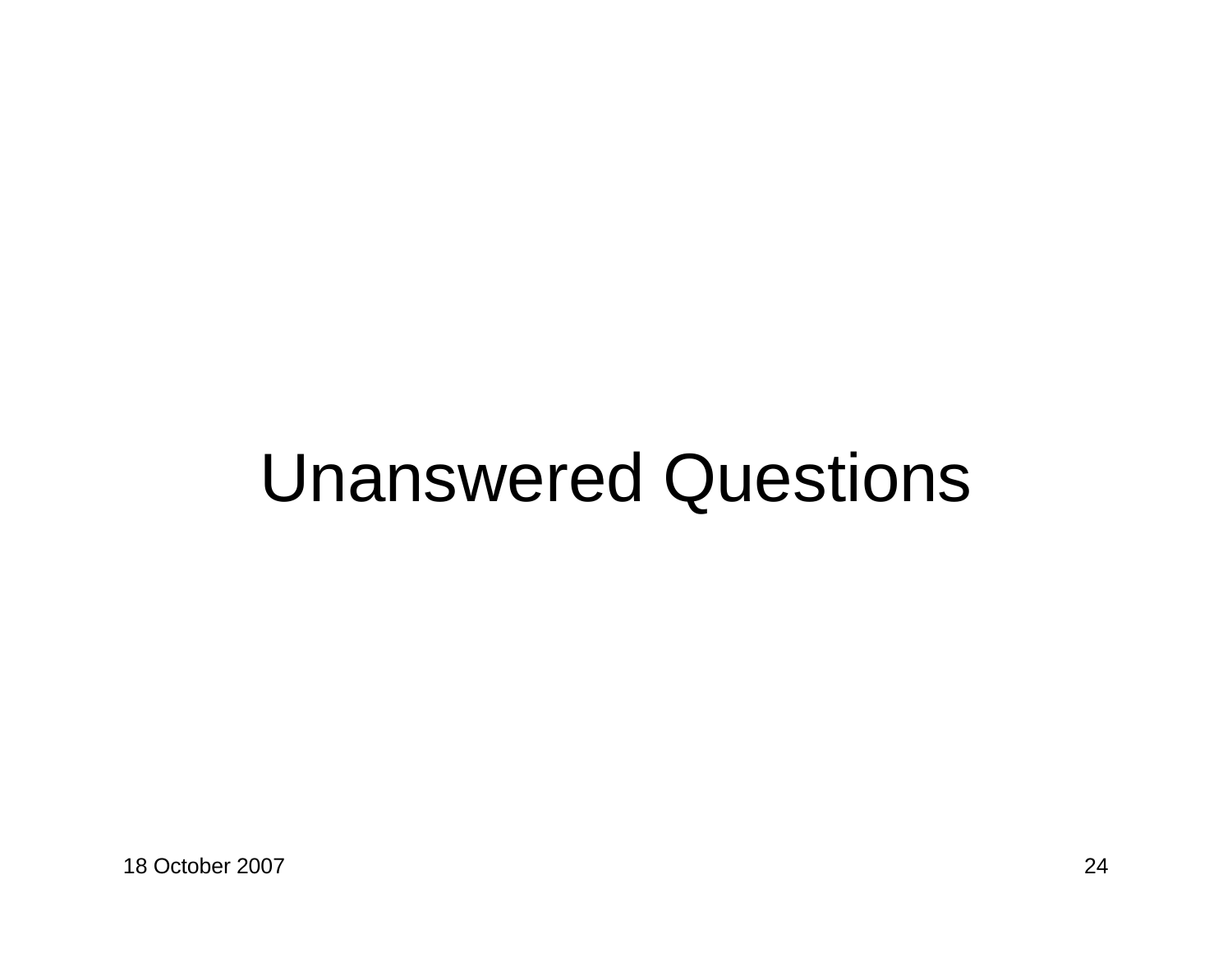# Unanswered Questions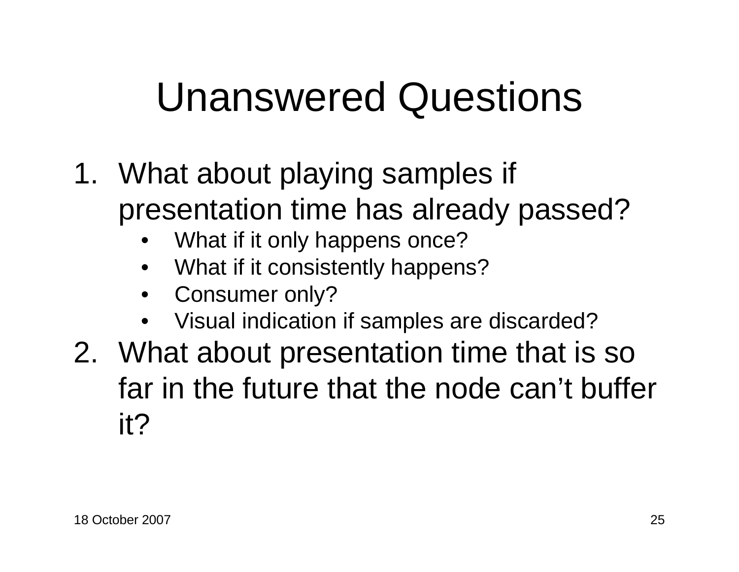# Unanswered Questions

1. What about playing samples if presentation time has already passed?
   - What if it only happens once?
   - What if it consistently happens?
   - Consumer only?
   - Visual indication if samples are discarded?
2. What about presentation time that is so far in the future that the node can’t buffer it?

18 October 2007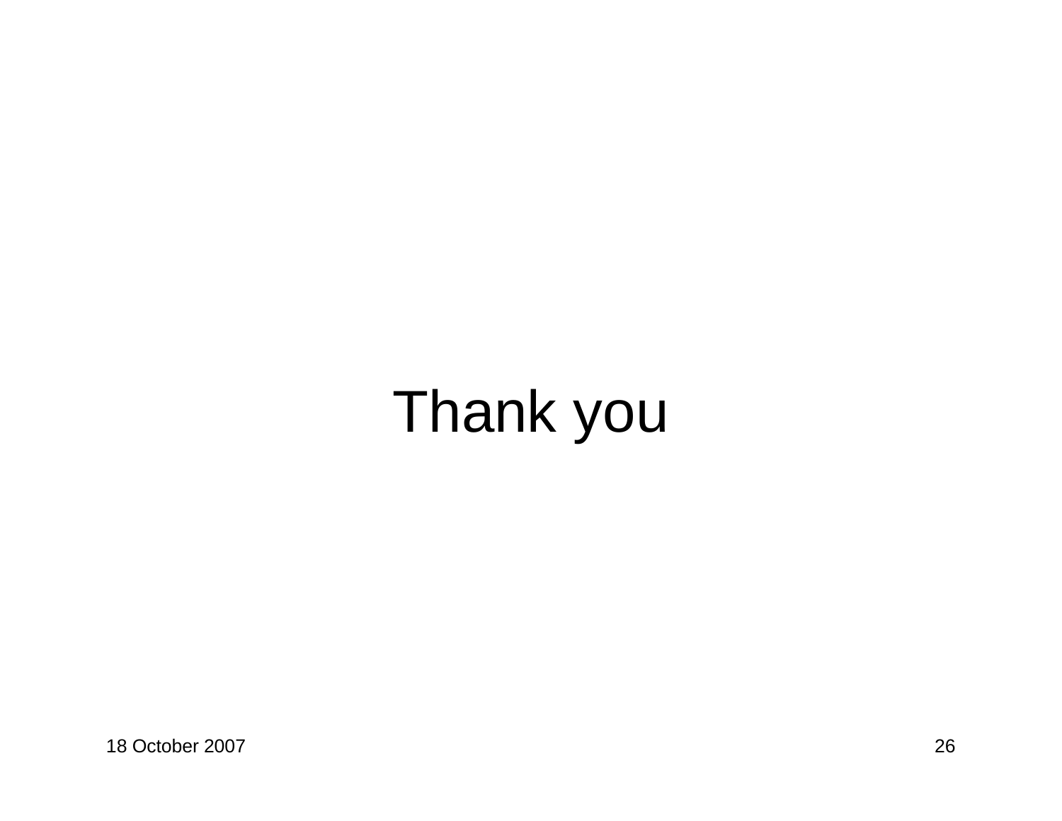Thank you